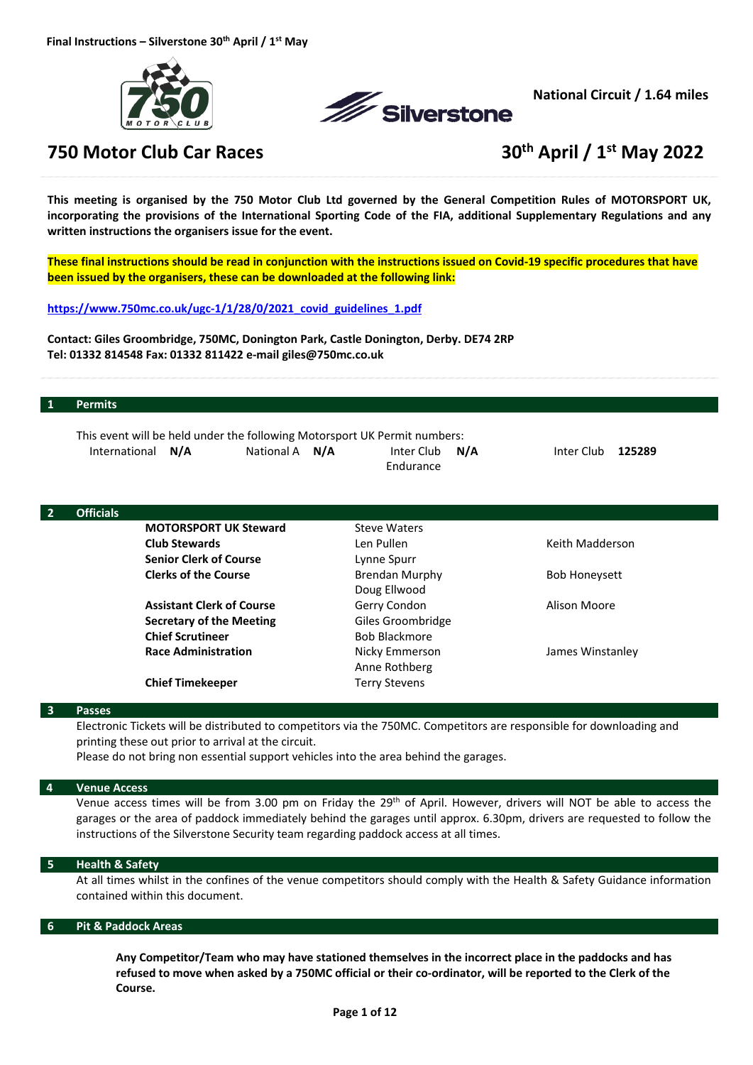**Final Instructions – Silverstone 30th April / 1st May**

**National Circuit / 1.64 miles**

# 750 Motor Club Car Races — 30th April / 1st May 2022

**This meeting is organised by the 750 Motor Club Ltd governed by the General Competition Rules of MOTORSPORT UK, incorporating the provisions of the International Sporting Code of the FIA, additional Supplementary Regulations and any written instructions the organisers issue for the event.**

**These final instructions should be read in conjunction with the instructions issued on Covid-19 specific procedures that have been issued by the organisers, these can be downloaded at the following link:**

**https://www.750mc.co.uk/ugc-1/1/28/0/2021_covid_guidelines_1.pdf**

**Contact: Giles Groombridge, 750MC, Donington Park, Castle Donington, Derby. DE74 2RP**
**Tel: 01332 814548 Fax: 01332 811422 e-mail giles@750mc.co.uk**

## 1 Permits

This event will be held under the following Motorsport UK Permit numbers:

| International | National A | Inter Club Endurance | Inter Club |
|---|---|---|---|
| **N/A** | **N/A** | **N/A** | **125289** |

## 2 Officials

| | | |
|---|---|---|
| **MOTORSPORT UK Steward** | Steve Waters | |
| **Club Stewards** | Len Pullen | Keith Madderson |
| **Senior Clerk of Course** | Lynne Spurr | |
| **Clerks of the Course** | Brendan Murphy, Doug Ellwood | Bob Honeysett |
| **Assistant Clerk of Course** | Gerry Condon | Alison Moore |
| **Secretary of the Meeting** | Giles Groombridge | |
| **Chief Scrutineer** | Bob Blackmore | |
| **Race Administration** | Nicky Emmerson, Anne Rothberg | James Winstanley |
| **Chief Timekeeper** | Terry Stevens | |

## 3 Passes

Electronic Tickets will be distributed to competitors via the 750MC. Competitors are responsible for downloading and printing these out prior to arrival at the circuit.

Please do not bring non essential support vehicles into the area behind the garages.

## 4 Venue Access

Venue access times will be from 3.00 pm on Friday the 29th of April. However, drivers will NOT be able to access the garages or the area of paddock immediately behind the garages until approx. 6.30pm, drivers are requested to follow the instructions of the Silverstone Security team regarding paddock access at all times.

## 5 Health & Safety

At all times whilst in the confines of the venue competitors should comply with the Health & Safety Guidance information contained within this document.

## 6 Pit & Paddock Areas

**Any Competitor/Team who may have stationed themselves in the incorrect place in the paddocks and has refused to move when asked by a 750MC official or their co-ordinator, will be reported to the Clerk of the Course.**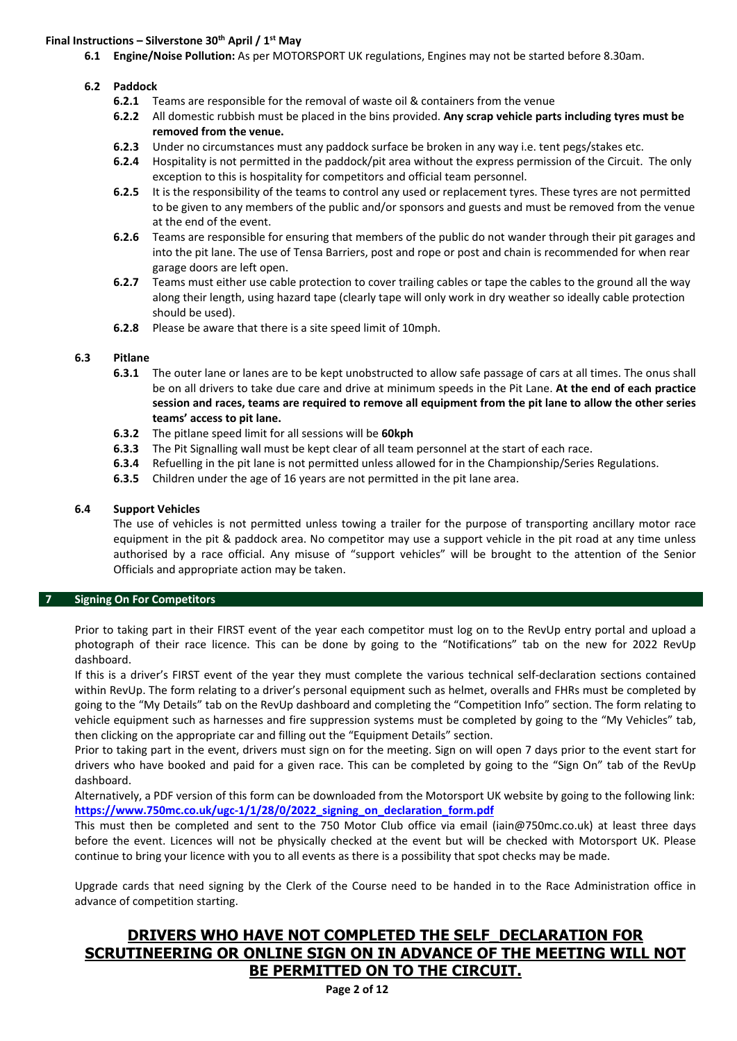**Final Instructions – Silverstone 30th April / 1st May**

**6.1 Engine/Noise Pollution:** As per MOTORSPORT UK regulations, Engines may not be started before 8.30am.

**6.2 Paddock**

**6.2.1** Teams are responsible for the removal of waste oil & containers from the venue

**6.2.2** All domestic rubbish must be placed in the bins provided. **Any scrap vehicle parts including tyres must be removed from the venue.**

**6.2.3** Under no circumstances must any paddock surface be broken in any way i.e. tent pegs/stakes etc.

**6.2.4** Hospitality is not permitted in the paddock/pit area without the express permission of the Circuit. The only exception to this is hospitality for competitors and official team personnel.

**6.2.5** It is the responsibility of the teams to control any used or replacement tyres. These tyres are not permitted to be given to any members of the public and/or sponsors and guests and must be removed from the venue at the end of the event.

**6.2.6** Teams are responsible for ensuring that members of the public do not wander through their pit garages and into the pit lane. The use of Tensa Barriers, post and rope or post and chain is recommended for when rear garage doors are left open.

**6.2.7** Teams must either use cable protection to cover trailing cables or tape the cables to the ground all the way along their length, using hazard tape (clearly tape will only work in dry weather so ideally cable protection should be used).

**6.2.8** Please be aware that there is a site speed limit of 10mph.

**6.3 Pitlane**

**6.3.1** The outer lane or lanes are to be kept unobstructed to allow safe passage of cars at all times. The onus shall be on all drivers to take due care and drive at minimum speeds in the Pit Lane. **At the end of each practice session and races, teams are required to remove all equipment from the pit lane to allow the other series teams' access to pit lane.**

**6.3.2** The pitlane speed limit for all sessions will be **60kph**

**6.3.3** The Pit Signalling wall must be kept clear of all team personnel at the start of each race.

**6.3.4** Refuelling in the pit lane is not permitted unless allowed for in the Championship/Series Regulations.

**6.3.5** Children under the age of 16 years are not permitted in the pit lane area.

**6.4 Support Vehicles**

The use of vehicles is not permitted unless towing a trailer for the purpose of transporting ancillary motor race equipment in the pit & paddock area. No competitor may use a support vehicle in the pit road at any time unless authorised by a race official. Any misuse of "support vehicles" will be brought to the attention of the Senior Officials and appropriate action may be taken.

## 7 Signing On For Competitors

Prior to taking part in their FIRST event of the year each competitor must log on to the RevUp entry portal and upload a photograph of their race licence. This can be done by going to the "Notifications" tab on the new for 2022 RevUp dashboard.

If this is a driver's FIRST event of the year they must complete the various technical self-declaration sections contained within RevUp. The form relating to a driver's personal equipment such as helmet, overalls and FHRs must be completed by going to the "My Details" tab on the RevUp dashboard and completing the "Competition Info" section. The form relating to vehicle equipment such as harnesses and fire suppression systems must be completed by going to the "My Vehicles" tab, then clicking on the appropriate car and filling out the "Equipment Details" section.

Prior to taking part in the event, drivers must sign on for the meeting. Sign on will open 7 days prior to the event start for drivers who have booked and paid for a given race. This can be completed by going to the "Sign On" tab of the RevUp dashboard.

Alternatively, a PDF version of this form can be downloaded from the Motorsport UK website by going to the following link: **https://www.750mc.co.uk/ugc-1/1/28/0/2022_signing_on_declaration_form.pdf**

This must then be completed and sent to the 750 Motor Club office via email (iain@750mc.co.uk) at least three days before the event. Licences will not be physically checked at the event but will be checked with Motorsport UK. Please continue to bring your licence with you to all events as there is a possibility that spot checks may be made.

Upgrade cards that need signing by the Clerk of the Course need to be handed in to the Race Administration office in advance of competition starting.

**DRIVERS WHO HAVE NOT COMPLETED THE SELF DECLARATION FOR SCRUTINEERING OR ONLINE SIGN ON IN ADVANCE OF THE MEETING WILL NOT BE PERMITTED ON TO THE CIRCUIT.**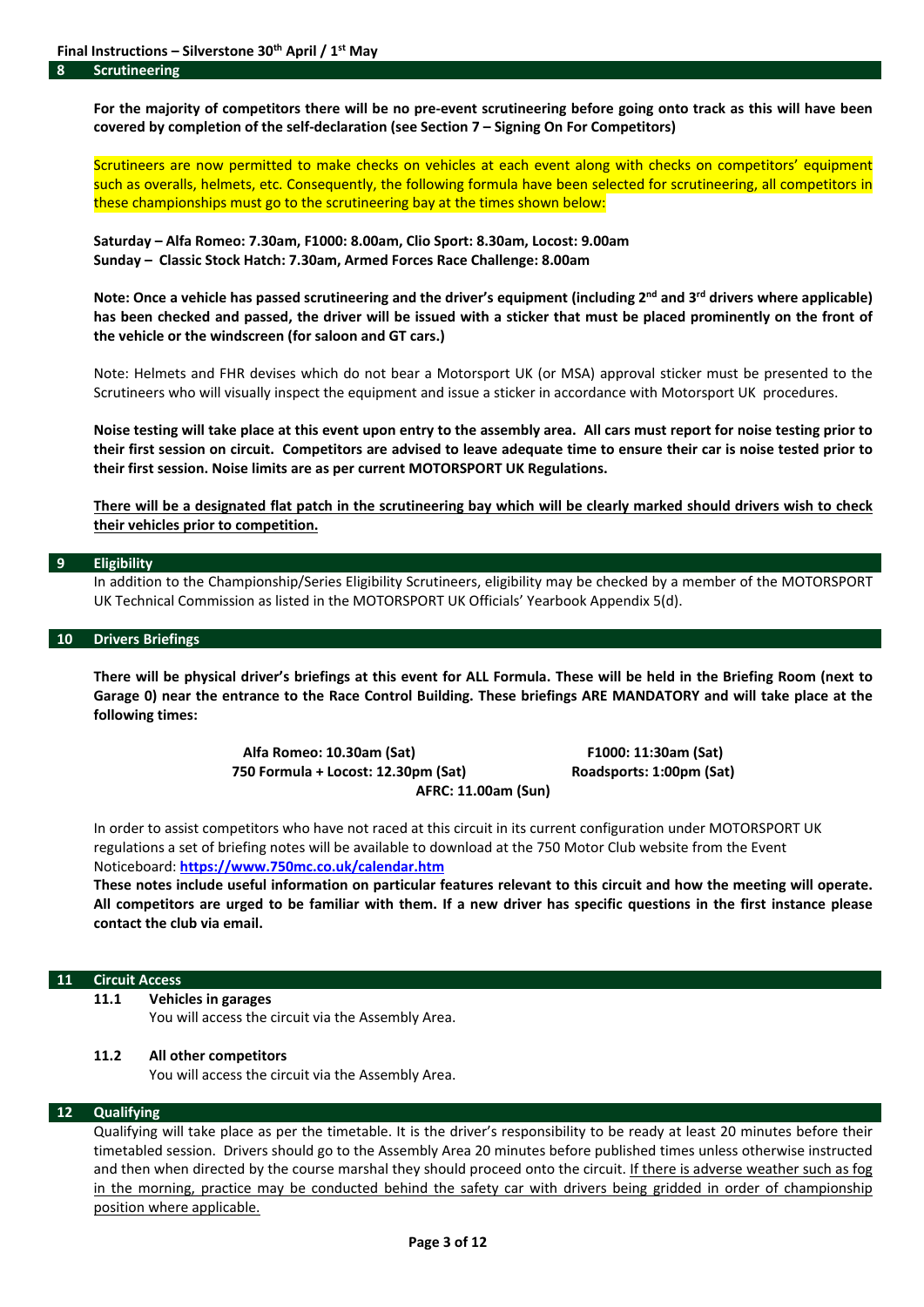Final Instructions – Silverstone 30th April / 1st May

## 8 Scrutineering

**For the majority of competitors there will be no pre-event scrutineering before going onto track as this will have been covered by completion of the self-declaration (see Section 7 – Signing On For Competitors)**

Scrutineers are now permitted to make checks on vehicles at each event along with checks on competitors' equipment such as overalls, helmets, etc. Consequently, the following formula have been selected for scrutineering, all competitors in these championships must go to the scrutineering bay at the times shown below:

**Saturday – Alfa Romeo: 7.30am, F1000: 8.00am, Clio Sport: 8.30am, Locost: 9.00am**
**Sunday – Classic Stock Hatch: 7.30am, Armed Forces Race Challenge: 8.00am**

**Note: Once a vehicle has passed scrutineering and the driver's equipment (including 2nd and 3rd drivers where applicable) has been checked and passed, the driver will be issued with a sticker that must be placed prominently on the front of the vehicle or the windscreen (for saloon and GT cars.)**

Note: Helmets and FHR devises which do not bear a Motorsport UK (or MSA) approval sticker must be presented to the Scrutineers who will visually inspect the equipment and issue a sticker in accordance with Motorsport UK procedures.

**Noise testing will take place at this event upon entry to the assembly area. All cars must report for noise testing prior to their first session on circuit. Competitors are advised to leave adequate time to ensure their car is noise tested prior to their first session. Noise limits are as per current MOTORSPORT UK Regulations.**

**There will be a designated flat patch in the scrutineering bay which will be clearly marked should drivers wish to check their vehicles prior to competition.**

## 9 Eligibility

In addition to the Championship/Series Eligibility Scrutineers, eligibility may be checked by a member of the MOTORSPORT UK Technical Commission as listed in the MOTORSPORT UK Officials' Yearbook Appendix 5(d).

## 10 Drivers Briefings

**There will be physical driver's briefings at this event for ALL Formula. These will be held in the Briefing Room (next to Garage 0) near the entrance to the Race Control Building. These briefings ARE MANDATORY and will take place at the following times:**

**Alfa Romeo: 10.30am (Sat)** | **F1000: 11:30am (Sat)**
**750 Formula + Locost: 12.30pm (Sat)** | **Roadsports: 1:00pm (Sat)**
**AFRC: 11.00am (Sun)**

In order to assist competitors who have not raced at this circuit in its current configuration under MOTORSPORT UK regulations a set of briefing notes will be available to download at the 750 Motor Club website from the Event Noticeboard: **https://www.750mc.co.uk/calendar.htm**

**These notes include useful information on particular features relevant to this circuit and how the meeting will operate. All competitors are urged to be familiar with them. If a new driver has specific questions in the first instance please contact the club via email.**

## 11 Circuit Access

### 11.1 Vehicles in garages

You will access the circuit via the Assembly Area.

### 11.2 All other competitors

You will access the circuit via the Assembly Area.

## 12 Qualifying

Qualifying will take place as per the timetable. It is the driver's responsibility to be ready at least 20 minutes before their timetabled session. Drivers should go to the Assembly Area 20 minutes before published times unless otherwise instructed and then when directed by the course marshal they should proceed onto the circuit. If there is adverse weather such as fog in the morning, practice may be conducted behind the safety car with drivers being gridded in order of championship position where applicable.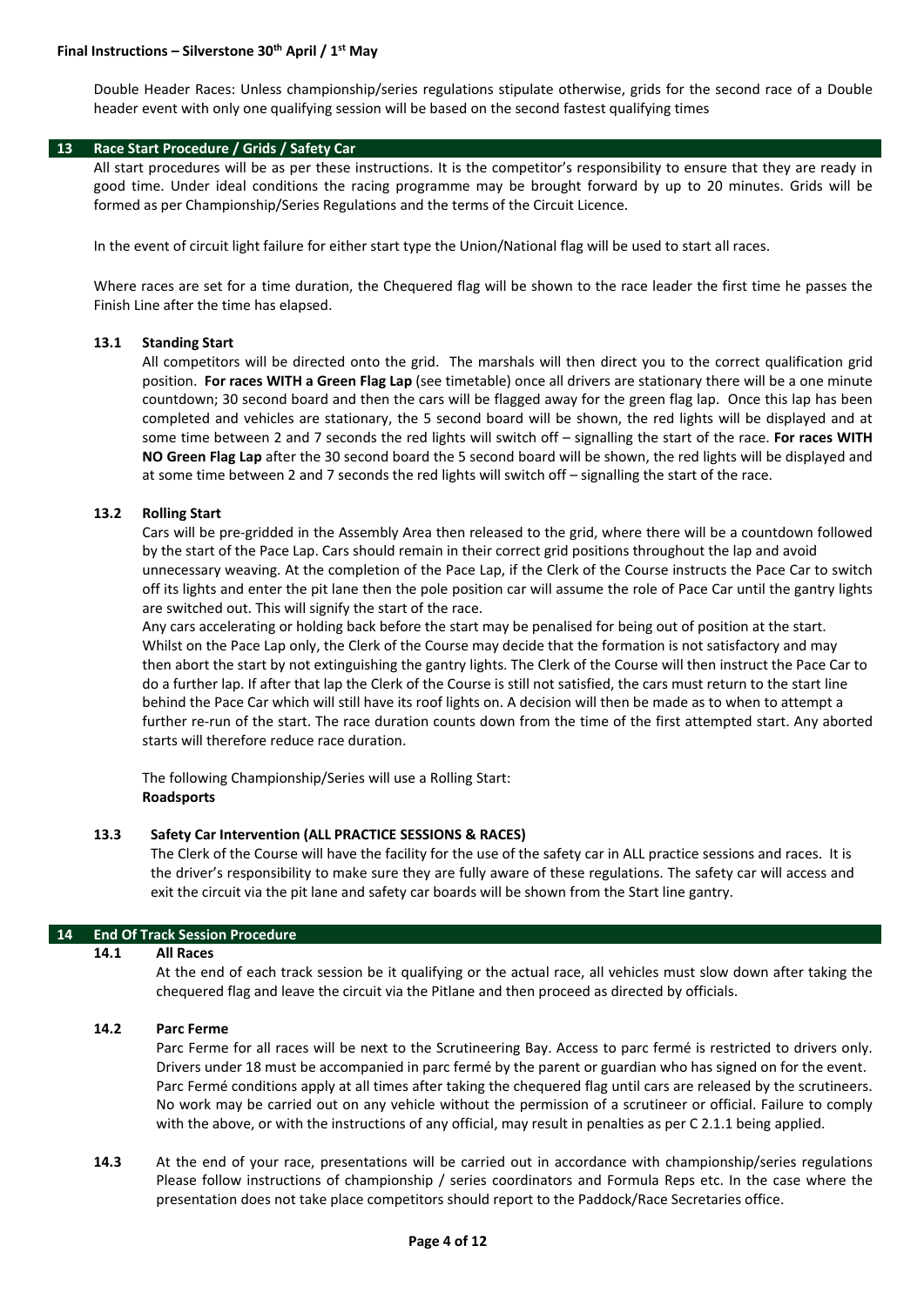Double Header Races: Unless championship/series regulations stipulate otherwise, grids for the second race of a Double header event with only one qualifying session will be based on the second fastest qualifying times

## 13 Race Start Procedure / Grids / Safety Car

All start procedures will be as per these instructions. It is the competitor's responsibility to ensure that they are ready in good time. Under ideal conditions the racing programme may be brought forward by up to 20 minutes. Grids will be formed as per Championship/Series Regulations and the terms of the Circuit Licence.

In the event of circuit light failure for either start type the Union/National flag will be used to start all races.

Where races are set for a time duration, the Chequered flag will be shown to the race leader the first time he passes the Finish Line after the time has elapsed.

### 13.1 Standing Start

All competitors will be directed onto the grid. The marshals will then direct you to the correct qualification grid position. **For races WITH a Green Flag Lap** (see timetable) once all drivers are stationary there will be a one minute countdown; 30 second board and then the cars will be flagged away for the green flag lap. Once this lap has been completed and vehicles are stationary, the 5 second board will be shown, the red lights will be displayed and at some time between 2 and 7 seconds the red lights will switch off – signalling the start of the race. **For races WITH NO Green Flag Lap** after the 30 second board the 5 second board will be shown, the red lights will be displayed and at some time between 2 and 7 seconds the red lights will switch off – signalling the start of the race.

### 13.2 Rolling Start

Cars will be pre-gridded in the Assembly Area then released to the grid, where there will be a countdown followed by the start of the Pace Lap. Cars should remain in their correct grid positions throughout the lap and avoid unnecessary weaving. At the completion of the Pace Lap, if the Clerk of the Course instructs the Pace Car to switch off its lights and enter the pit lane then the pole position car will assume the role of Pace Car until the gantry lights are switched out. This will signify the start of the race.

Any cars accelerating or holding back before the start may be penalised for being out of position at the start. Whilst on the Pace Lap only, the Clerk of the Course may decide that the formation is not satisfactory and may then abort the start by not extinguishing the gantry lights. The Clerk of the Course will then instruct the Pace Car to do a further lap. If after that lap the Clerk of the Course is still not satisfied, the cars must return to the start line behind the Pace Car which will still have its roof lights on. A decision will then be made as to when to attempt a further re-run of the start. The race duration counts down from the time of the first attempted start. Any aborted starts will therefore reduce race duration.

The following Championship/Series will use a Rolling Start:
**Roadsports**

### 13.3 Safety Car Intervention (ALL PRACTICE SESSIONS & RACES)

The Clerk of the Course will have the facility for the use of the safety car in ALL practice sessions and races. It is the driver's responsibility to make sure they are fully aware of these regulations. The safety car will access and exit the circuit via the pit lane and safety car boards will be shown from the Start line gantry.

## 14 End Of Track Session Procedure

### 14.1 All Races

At the end of each track session be it qualifying or the actual race, all vehicles must slow down after taking the chequered flag and leave the circuit via the Pitlane and then proceed as directed by officials.

### 14.2 Parc Ferme

Parc Ferme for all races will be next to the Scrutineering Bay. Access to parc fermé is restricted to drivers only. Drivers under 18 must be accompanied in parc fermé by the parent or guardian who has signed on for the event. Parc Fermé conditions apply at all times after taking the chequered flag until cars are released by the scrutineers. No work may be carried out on any vehicle without the permission of a scrutineer or official. Failure to comply with the above, or with the instructions of any official, may result in penalties as per C 2.1.1 being applied.

**14.3** At the end of your race, presentations will be carried out in accordance with championship/series regulations Please follow instructions of championship / series coordinators and Formula Reps etc. In the case where the presentation does not take place competitors should report to the Paddock/Race Secretaries office.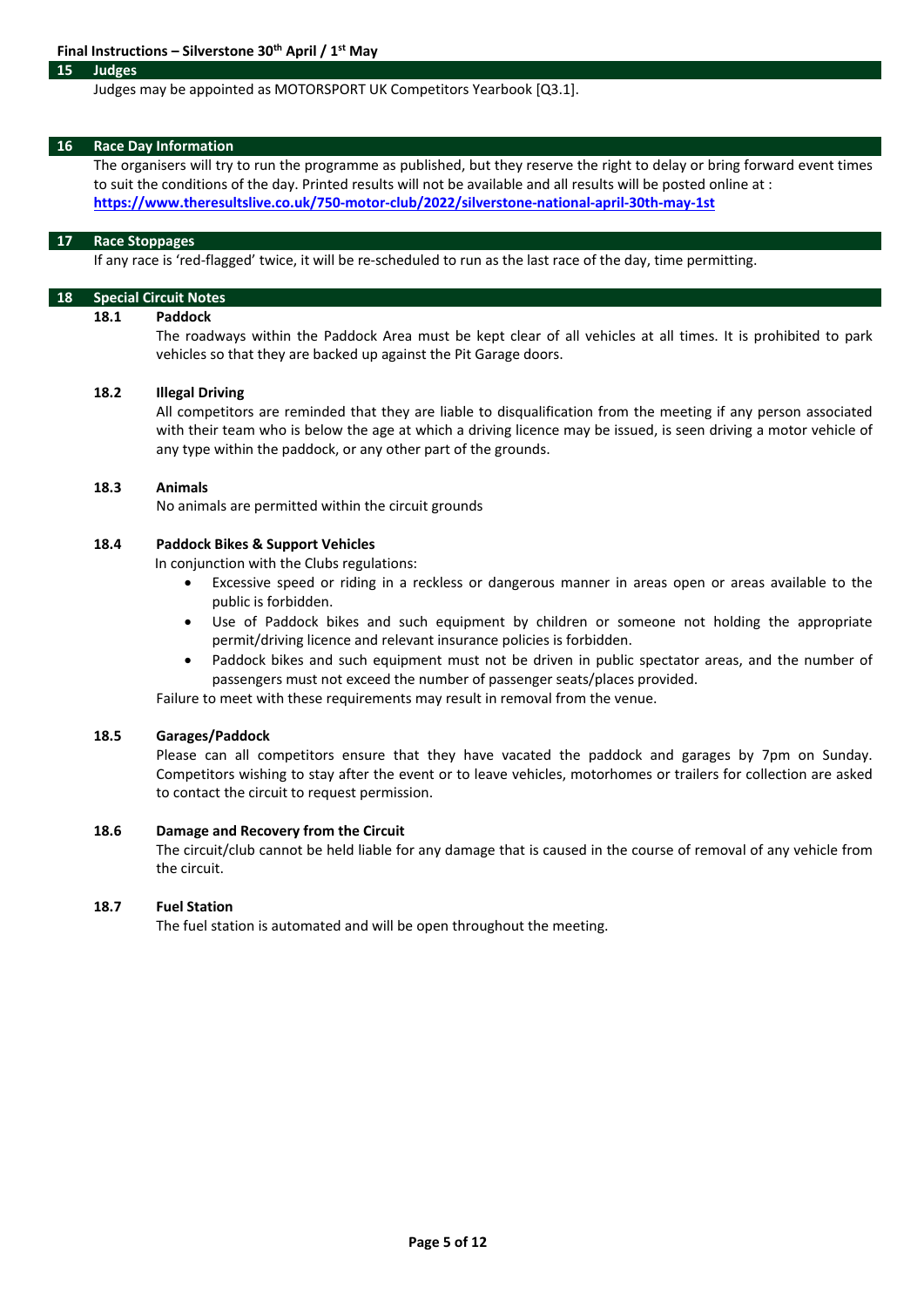## 15 Judges

Judges may be appointed as MOTORSPORT UK Competitors Yearbook [Q3.1].

## 16 Race Day Information

The organisers will try to run the programme as published, but they reserve the right to delay or bring forward event times to suit the conditions of the day. Printed results will not be available and all results will be posted online at : **https://www.theresultslive.co.uk/750-motor-club/2022/silverstone-national-april-30th-may-1st**

## 17 Race Stoppages

If any race is 'red-flagged' twice, it will be re-scheduled to run as the last race of the day, time permitting.

## 18 Special Circuit Notes

### 18.1 Paddock

The roadways within the Paddock Area must be kept clear of all vehicles at all times. It is prohibited to park vehicles so that they are backed up against the Pit Garage doors.

### 18.2 Illegal Driving

All competitors are reminded that they are liable to disqualification from the meeting if any person associated with their team who is below the age at which a driving licence may be issued, is seen driving a motor vehicle of any type within the paddock, or any other part of the grounds.

### 18.3 Animals

No animals are permitted within the circuit grounds

### 18.4 Paddock Bikes & Support Vehicles

In conjunction with the Clubs regulations:

- Excessive speed or riding in a reckless or dangerous manner in areas open or areas available to the public is forbidden.
- Use of Paddock bikes and such equipment by children or someone not holding the appropriate permit/driving licence and relevant insurance policies is forbidden.
- Paddock bikes and such equipment must not be driven in public spectator areas, and the number of passengers must not exceed the number of passenger seats/places provided.

Failure to meet with these requirements may result in removal from the venue.

### 18.5 Garages/Paddock

Please can all competitors ensure that they have vacated the paddock and garages by 7pm on Sunday. Competitors wishing to stay after the event or to leave vehicles, motorhomes or trailers for collection are asked to contact the circuit to request permission.

### 18.6 Damage and Recovery from the Circuit

The circuit/club cannot be held liable for any damage that is caused in the course of removal of any vehicle from the circuit.

### 18.7 Fuel Station

The fuel station is automated and will be open throughout the meeting.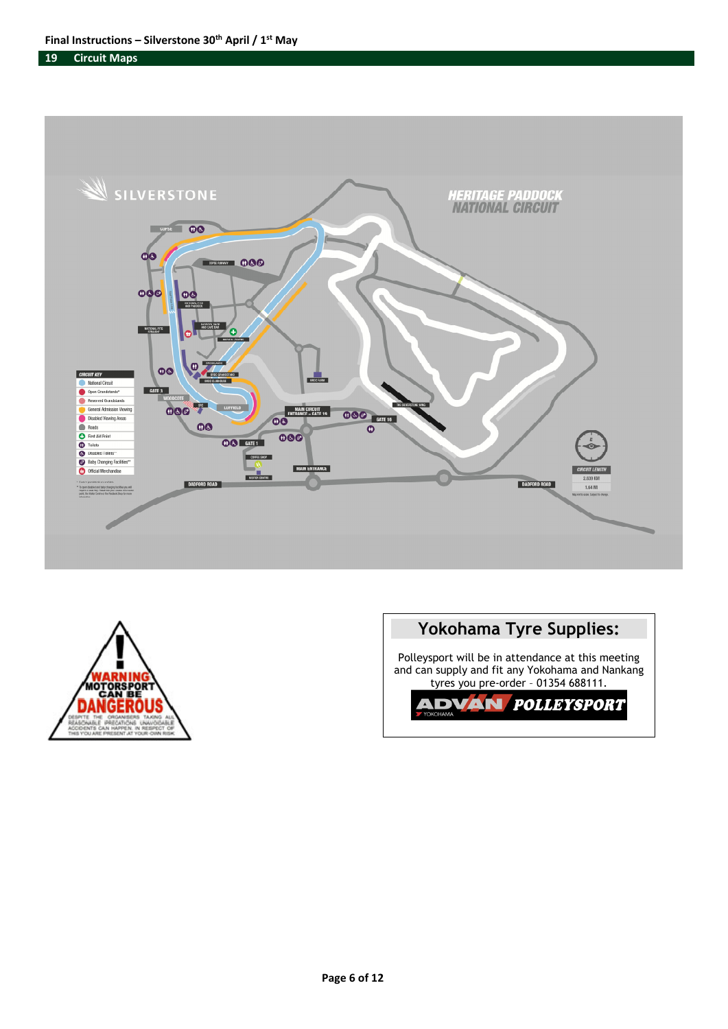## 19 Circuit Maps

SILVERSTONE

HERITAGE PADDOCK NATIONAL CIRCUIT

CIRCUIT KEY
- National Circuit
- Open Grandstands*
- Reserved Grandstands
- General Admission Viewing
- Disabled Viewing Areas
- Roads
- First Aid Point
- Toilets
- Disabled Toilets**
- Baby Changing Facilities**
- Official Merchandise

CIRCUIT LENGTH
2.639 KM
1.64 MI

COPSE · COPSE RUNWAY · NATIONAL PITS STRAIGHT · BROOKLANDS · WOODCOTE · GATE 3 · LUFFIELD · MAIN CIRCUIT ENTRANCE – GATE 16 · GATE 16 · GATE 1 · COFFEE SHOP · MAIN ENTRANCE · VISITOR CENTRE · DADFORD ROAD · THE SILVERSTONE WING · BRDC FARM

WARNING MOTORSPORT CAN BE DANGEROUS

DESPITE THE ORGANISERS TAKING ALL REASONABLE PRECAUTIONS UNAVOIDABLE ACCIDENTS CAN HAPPEN. IN RESPECT OF THIS YOU ARE PRESENT AT YOUR OWN RISK

### Yokohama Tyre Supplies:

Polleysport will be in attendance at this meeting and can supply and fit any Yokohama and Nankang tyres you pre-order – 01354 688111.

ADVAN YOKOHAMA POLLEYSPORT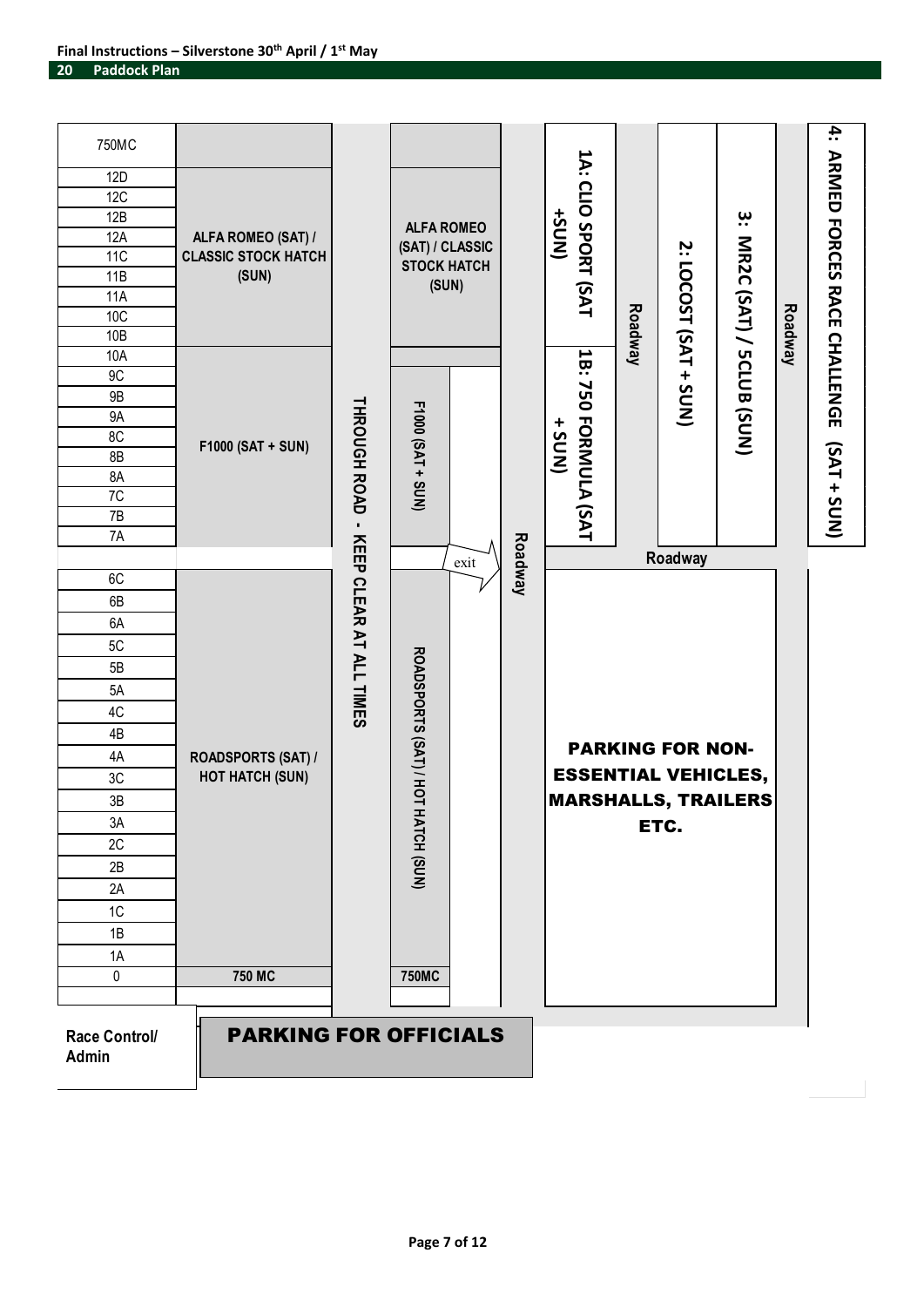## 20 Paddock Plan

| Bay | Allocation |
| --- | --- |
| 750MC | |
| 12D | ALFA ROMEO (SAT) / CLASSIC STOCK HATCH (SUN) |
| 12C | |
| 12B | |
| 12A | |
| 11C | |
| 11B | |
| 11A | |
| 10C | |
| 10B | |
| 10A | F1000 (SAT + SUN) |
| 9C | |
| 9B | |
| 9A | |
| 8C | |
| 8B | |
| 8A | |
| 7C | |
| 7B | |
| 7A | |
| 6C | ROADSPORTS (SAT) / HOT HATCH (SUN) |
| 6B | |
| 6A | |
| 5C | |
| 5B | |
| 5A | |
| 4C | |
| 4B | |
| 4A | |
| 3C | |
| 3B | |
| 3A | |
| 2C | |
| 2B | |
| 2A | |
| 1C | |
| 1B | |
| 1A | |
| 0 | 750 MC |

THROUGH ROAD - KEEP CLEAR AT ALL TIMES

ALFA ROMEO (SAT) / CLASSIC STOCK HATCH (SUN)

F1000 (SAT + SUN)

exit

ROADSPORTS (SAT) / HOT HATCH (SUN)

750MC

Roadway

1A: CLIO SPORT (SAT +SUN)

1B: 750 FORMULA (SAT + SUN)

Roadway

2: LOCOST (SAT + SUN)

3: MR2C (SAT) / 5CLUB (SUN)

Roadway

4: ARMED FORCES RACE CHALLENGE (SAT + SUN)

Roadway

PARKING FOR NON-ESSENTIAL VEHICLES, MARSHALLS, TRAILERS ETC.

Race Control/ Admin

PARKING FOR OFFICIALS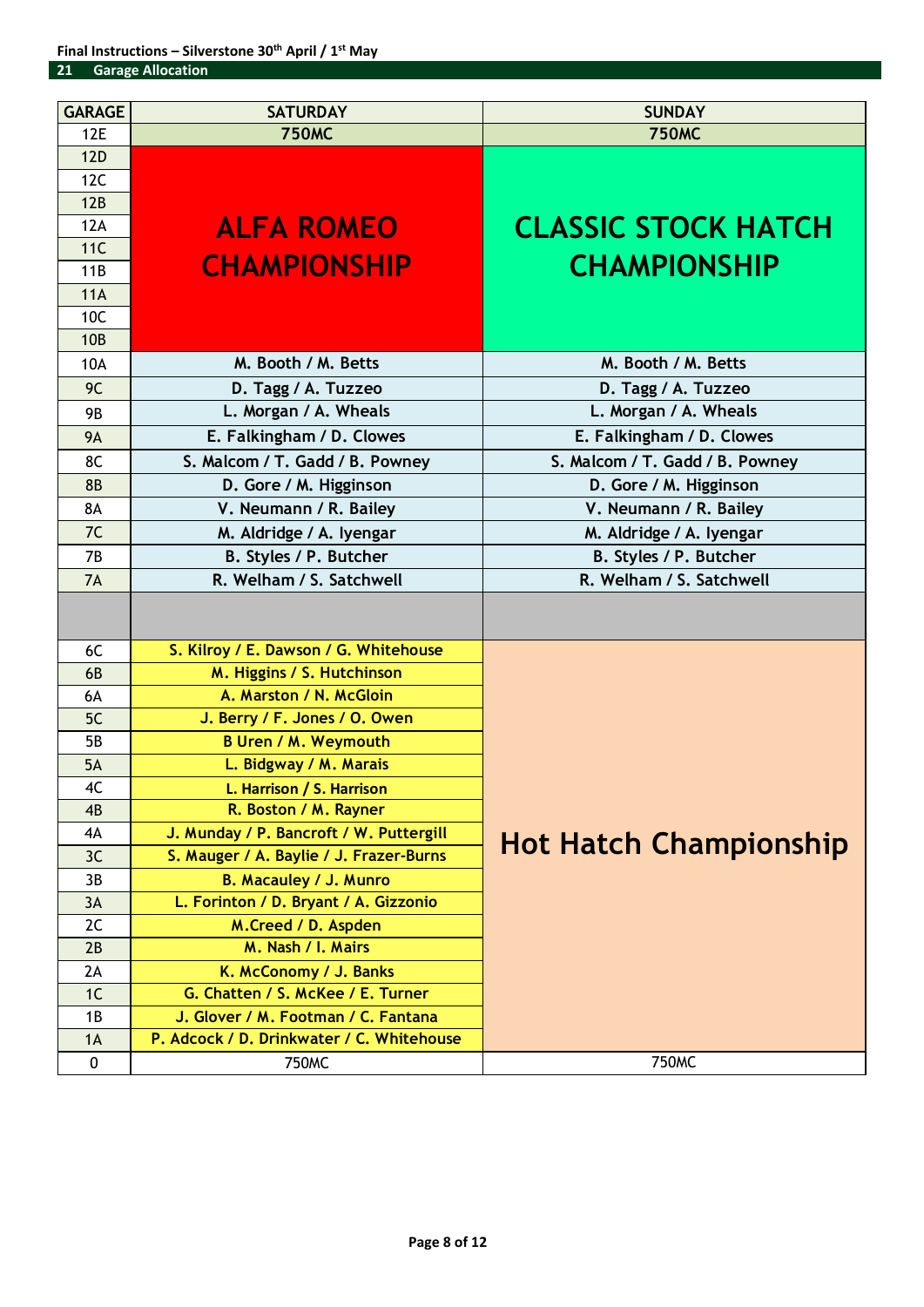Final Instructions – Silverstone 30th April / 1st May

## 21 Garage Allocation

| GARAGE | SATURDAY | SUNDAY |
|---|---|---|
| 12E | **750MC** | **750MC** |
| 12D | **ALFA ROMEO CHAMPIONSHIP** | **CLASSIC STOCK HATCH CHAMPIONSHIP** |
| 12C | | |
| 12B | | |
| 12A | | |
| 11C | | |
| 11B | | |
| 11A | | |
| 10C | | |
| 10B | | |
| 10A | M. Booth / M. Betts | M. Booth / M. Betts |
| 9C | D. Tagg / A. Tuzzeo | D. Tagg / A. Tuzzeo |
| 9B | L. Morgan / A. Wheals | L. Morgan / A. Wheals |
| 9A | E. Falkingham / D. Clowes | E. Falkingham / D. Clowes |
| 8C | S. Malcom / T. Gadd / B. Powney | S. Malcom / T. Gadd / B. Powney |
| 8B | D. Gore / M. Higginson | D. Gore / M. Higginson |
| 8A | V. Neumann / R. Bailey | V. Neumann / R. Bailey |
| 7C | M. Aldridge / A. Iyengar | M. Aldridge / A. Iyengar |
| 7B | B. Styles / P. Butcher | B. Styles / P. Butcher |
| 7A | R. Welham / S. Satchwell | R. Welham / S. Satchwell |
| | | |
| 6C | S. Kilroy / E. Dawson / G. Whitehouse | **Hot Hatch Championship** |
| 6B | M. Higgins / S. Hutchinson | |
| 6A | A. Marston / N. McGloin | |
| 5C | J. Berry / F. Jones / O. Owen | |
| 5B | B Uren / M. Weymouth | |
| 5A | L. Bidgway / M. Marais | |
| 4C | L. Harrison / S. Harrison | |
| 4B | R. Boston / M. Rayner | |
| 4A | J. Munday / P. Bancroft / W. Puttergill | |
| 3C | S. Mauger / A. Baylie / J. Frazer-Burns | |
| 3B | B. Macauley / J. Munro | |
| 3A | L. Forinton / D. Bryant / A. Gizzonio | |
| 2C | M.Creed / D. Aspden | |
| 2B | M. Nash / I. Mairs | |
| 2A | K. McConomy / J. Banks | |
| 1C | G. Chatten / S. McKee / E. Turner | |
| 1B | J. Glover / M. Footman / C. Fantana | |
| 1A | P. Adcock / D. Drinkwater / C. Whitehouse | |
| 0 | 750MC | 750MC |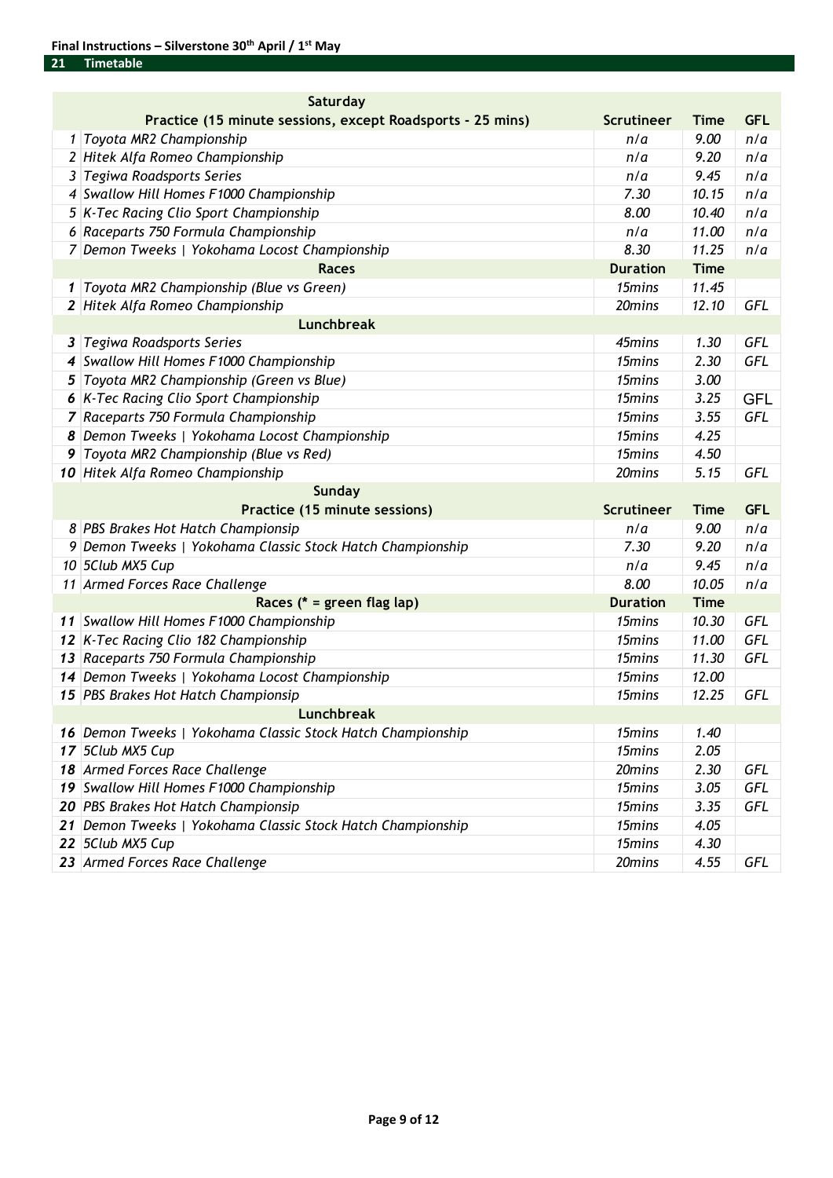## 21 Timetable

| | Saturday | | | |
|---|---|---|---|---|
| | **Practice (15 minute sessions, except Roadsports - 25 mins)** | **Scrutineer** | **Time** | **GFL** |
| 1 | *Toyota MR2 Championship* | *n/a* | *9.00* | *n/a* |
| 2 | *Hitek Alfa Romeo Championship* | *n/a* | *9.20* | *n/a* |
| 3 | *Tegiwa Roadsports Series* | *n/a* | *9.45* | *n/a* |
| 4 | *Swallow Hill Homes F1000 Championship* | *7.30* | *10.15* | *n/a* |
| 5 | *K-Tec Racing Clio Sport Championship* | *8.00* | *10.40* | *n/a* |
| 6 | *Raceparts 750 Formula Championship* | *n/a* | *11.00* | *n/a* |
| 7 | *Demon Tweeks \| Yokohama Locost Championship* | *8.30* | *11.25* | *n/a* |
| | **Races** | **Duration** | **Time** | |
| **1** | *Toyota MR2 Championship (Blue vs Green)* | *15mins* | *11.45* | |
| **2** | *Hitek Alfa Romeo Championship* | *20mins* | *12.10* | *GFL* |
| | **Lunchbreak** | | | |
| **3** | *Tegiwa Roadsports Series* | *45mins* | *1.30* | *GFL* |
| **4** | *Swallow Hill Homes F1000 Championship* | *15mins* | *2.30* | *GFL* |
| **5** | *Toyota MR2 Championship (Green vs Blue)* | *15mins* | *3.00* | |
| **6** | *K-Tec Racing Clio Sport Championship* | *15mins* | *3.25* | GFL |
| **7** | *Raceparts 750 Formula Championship* | *15mins* | *3.55* | *GFL* |
| **8** | *Demon Tweeks \| Yokohama Locost Championship* | *15mins* | *4.25* | |
| **9** | *Toyota MR2 Championship (Blue vs Red)* | *15mins* | *4.50* | |
| **10** | *Hitek Alfa Romeo Championship* | *20mins* | *5.15* | *GFL* |
| | **Sunday** | | | |
| | **Practice (15 minute sessions)** | **Scrutineer** | **Time** | **GFL** |
| 8 | *PBS Brakes Hot Hatch Champion­sip* | *n/a* | *9.00* | *n/a* |
| 9 | *Demon Tweeks \| Yokohama Classic Stock Hatch Championship* | *7.30* | *9.20* | *n/a* |
| 10 | *5Club MX5 Cup* | *n/a* | *9.45* | *n/a* |
| 11 | *Armed Forces Race Challenge* | *8.00* | *10.05* | *n/a* |
| | **Races (* = green flag lap)** | **Duration** | **Time** | |
| **11** | *Swallow Hill Homes F1000 Championship* | *15mins* | *10.30* | *GFL* |
| **12** | *K-Tec Racing Clio 182 Championship* | *15mins* | *11.00* | *GFL* |
| **13** | *Raceparts 750 Formula Championship* | *15mins* | *11.30* | *GFL* |
| **14** | *Demon Tweeks \| Yokohama Locost Championship* | *15mins* | *12.00* | |
| **15** | *PBS Brakes Hot Hatch Champion­sip* | *15mins* | *12.25* | *GFL* |
| | **Lunchbreak** | | | |
| **16** | *Demon Tweeks \| Yokohama Classic Stock Hatch Championship* | *15mins* | *1.40* | |
| **17** | *5Club MX5 Cup* | *15mins* | *2.05* | |
| **18** | *Armed Forces Race Challenge* | *20mins* | *2.30* | *GFL* |
| **19** | *Swallow Hill Homes F1000 Championship* | *15mins* | *3.05* | *GFL* |
| **20** | *PBS Brakes Hot Hatch Champion­sip* | *15mins* | *3.35* | *GFL* |
| **21** | *Demon Tweeks \| Yokohama Classic Stock Hatch Championship* | *15mins* | *4.05* | |
| **22** | *5Club MX5 Cup* | *15mins* | *4.30* | |
| **23** | *Armed Forces Race Challenge* | *20mins* | *4.55* | *GFL* |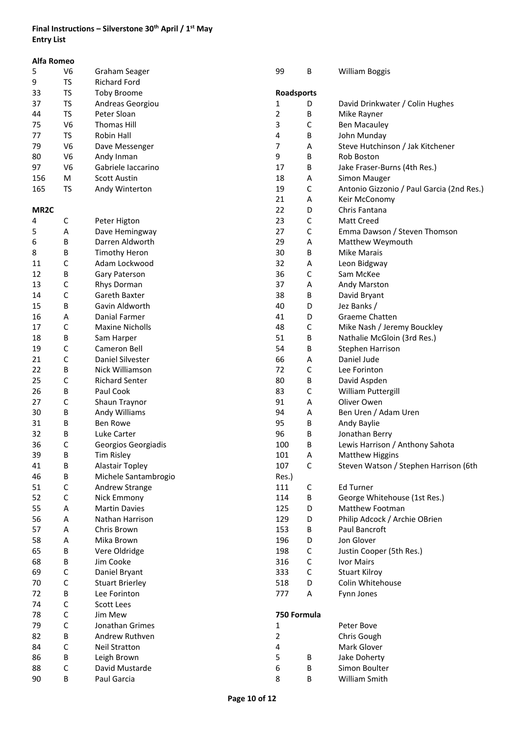**Final Instructions – Silverstone 30th April / 1st May**
**Entry List**

### Alfa Romeo

| | | |
|---|---|---|
| 5 | V6 | Graham Seager |
| 9 | TS | Richard Ford |
| 33 | TS | Toby Broome |
| 37 | TS | Andreas Georgiou |
| 44 | TS | Peter Sloan |
| 75 | V6 | Thomas Hill |
| 77 | TS | Robin Hall |
| 79 | V6 | Dave Messenger |
| 80 | V6 | Andy Inman |
| 97 | V6 | Gabriele Iaccarino |
| 156 | M | Scott Austin |
| 165 | TS | Andy Winterton |

### MR2C

| | | |
|---|---|---|
| 4 | C | Peter Higton |
| 5 | A | Dave Hemingway |
| 6 | B | Darren Aldworth |
| 8 | B | Timothy Heron |
| 11 | C | Adam Lockwood |
| 12 | B | Gary Paterson |
| 13 | C | Rhys Dorman |
| 14 | C | Gareth Baxter |
| 15 | B | Gavin Aldworth |
| 16 | A | Danial Farmer |
| 17 | C | Maxine Nicholls |
| 18 | B | Sam Harper |
| 19 | C | Cameron Bell |
| 21 | C | Daniel Silvester |
| 22 | B | Nick Williamson |
| 25 | C | Richard Senter |
| 26 | B | Paul Cook |
| 27 | C | Shaun Traynor |
| 30 | B | Andy Williams |
| 31 | B | Ben Rowe |
| 32 | B | Luke Carter |
| 36 | C | Georgios Georgiadis |
| 39 | B | Tim Risley |
| 41 | B | Alastair Topley |
| 46 | B | Michele Santambrogio |
| 51 | C | Andrew Strange |
| 52 | C | Nick Emmony |
| 55 | A | Martin Davies |
| 56 | A | Nathan Harrison |
| 57 | A | Chris Brown |
| 58 | A | Mika Brown |
| 65 | B | Vere Oldridge |
| 68 | B | Jim Cooke |
| 69 | C | Daniel Bryant |
| 70 | C | Stuart Brierley |
| 72 | B | Lee Forinton |
| 74 | C | Scott Lees |
| 78 | C | Jim Mew |
| 79 | C | Jonathan Grimes |
| 82 | B | Andrew Ruthven |
| 84 | C | Neil Stratton |
| 86 | B | Leigh Brown |
| 88 | C | David Mustarde |
| 90 | B | Paul Garcia |
| 99 | B | William Boggis |

### Roadsports

| | | |
|---|---|---|
| 1 | D | David Drinkwater / Colin Hughes |
| 2 | B | Mike Rayner |
| 3 | C | Ben Macauley |
| 4 | B | John Munday |
| 7 | A | Steve Hutchinson / Jak Kitchener |
| 9 | B | Rob Boston |
| 17 | B | Jake Fraser-Burns (4th Res.) |
| 18 | A | Simon Mauger |
| 19 | C | Antonio Gizzonio / Paul Garcia (2nd Res.) |
| 21 | A | Keir McConomy |
| 22 | D | Chris Fantana |
| 23 | C | Matt Creed |
| 27 | C | Emma Dawson / Steven Thomson |
| 29 | A | Matthew Weymouth |
| 30 | B | Mike Marais |
| 32 | A | Leon Bidgway |
| 36 | C | Sam McKee |
| 37 | A | Andy Marston |
| 38 | B | David Bryant |
| 40 | D | Jez Banks / |
| 41 | D | Graeme Chatten |
| 48 | C | Mike Nash / Jeremy Bouckley |
| 51 | B | Nathalie McGloin (3rd Res.) |
| 54 | B | Stephen Harrison |
| 66 | A | Daniel Jude |
| 72 | C | Lee Forinton |
| 80 | B | David Aspden |
| 83 | C | William Puttergill |
| 91 | A | Oliver Owen |
| 94 | A | Ben Uren / Adam Uren |
| 95 | B | Andy Baylie |
| 96 | B | Jonathan Berry |
| 100 | B | Lewis Harrison / Anthony Sahota |
| 101 | A | Matthew Higgins |
| 107 | C | Steven Watson / Stephen Harrison (6th Res.) |
| 111 | C | Ed Turner |
| 114 | B | George Whitehouse (1st Res.) |
| 125 | D | Matthew Footman |
| 129 | D | Philip Adcock / Archie OBrien |
| 153 | B | Paul Bancroft |
| 196 | D | Jon Glover |
| 198 | C | Justin Cooper (5th Res.) |
| 316 | C | Ivor Mairs |
| 333 | C | Stuart Kilroy |
| 518 | D | Colin Whitehouse |
| 777 | A | Fynn Jones |

### 750 Formula

| | | |
|---|---|---|
| 1 | | Peter Bove |
| 2 | | Chris Gough |
| 4 | | Mark Glover |
| 5 | B | Jake Doherty |
| 6 | B | Simon Boulter |
| 8 | B | William Smith |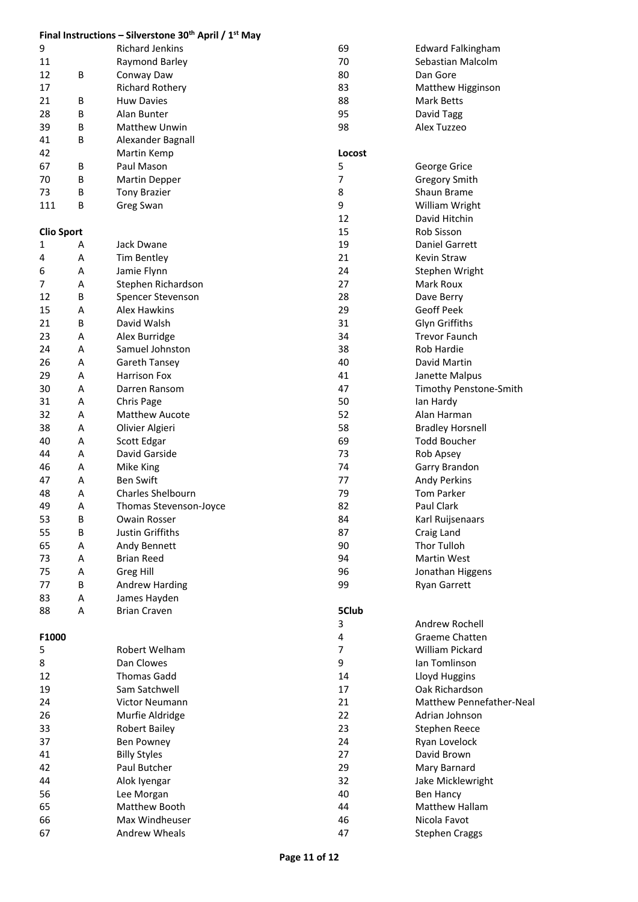**Final Instructions – Silverstone 30th April / 1st May**

| | | |
|---|---|---|
| 9 | | Richard Jenkins |
| 11 | | Raymond Barley |
| 12 | B | Conway Daw |
| 17 | | Richard Rothery |
| 21 | B | Huw Davies |
| 28 | B | Alan Bunter |
| 39 | B | Matthew Unwin |
| 41 | B | Alexander Bagnall |
| 42 | | Martin Kemp |
| 67 | B | Paul Mason |
| 70 | B | Martin Depper |
| 73 | B | Tony Brazier |
| 111 | B | Greg Swan |

**Clio Sport**

| | | |
|---|---|---|
| 1 | A | Jack Dwane |
| 4 | A | Tim Bentley |
| 6 | A | Jamie Flynn |
| 7 | A | Stephen Richardson |
| 12 | B | Spencer Stevenson |
| 15 | A | Alex Hawkins |
| 21 | B | David Walsh |
| 23 | A | Alex Burridge |
| 24 | A | Samuel Johnston |
| 26 | A | Gareth Tansey |
| 29 | A | Harrison Fox |
| 30 | A | Darren Ransom |
| 31 | A | Chris Page |
| 32 | A | Matthew Aucote |
| 38 | A | Olivier Algieri |
| 40 | A | Scott Edgar |
| 44 | A | David Garside |
| 46 | A | Mike King |
| 47 | A | Ben Swift |
| 48 | A | Charles Shelbourn |
| 49 | A | Thomas Stevenson-Joyce |
| 53 | B | Owain Rosser |
| 55 | B | Justin Griffiths |
| 65 | A | Andy Bennett |
| 73 | A | Brian Reed |
| 75 | A | Greg Hill |
| 77 | B | Andrew Harding |
| 83 | A | James Hayden |
| 88 | A | Brian Craven |

**F1000**

| | |
|---|---|
| 5 | Robert Welham |
| 8 | Dan Clowes |
| 12 | Thomas Gadd |
| 19 | Sam Satchwell |
| 24 | Victor Neumann |
| 26 | Murfie Aldridge |
| 33 | Robert Bailey |
| 37 | Ben Powney |
| 41 | Billy Styles |
| 42 | Paul Butcher |
| 44 | Alok Iyengar |
| 56 | Lee Morgan |
| 65 | Matthew Booth |
| 66 | Max Windheuser |
| 67 | Andrew Wheals |
| 69 | Edward Falkingham |
| 70 | Sebastian Malcolm |
| 80 | Dan Gore |
| 83 | Matthew Higginson |
| 88 | Mark Betts |
| 95 | David Tagg |
| 98 | Alex Tuzzeo |

**Locost**

| | |
|---|---|
| 5 | George Grice |
| 7 | Gregory Smith |
| 8 | Shaun Brame |
| 9 | William Wright |
| 12 | David Hitchin |
| 15 | Rob Sisson |
| 19 | Daniel Garrett |
| 21 | Kevin Straw |
| 24 | Stephen Wright |
| 27 | Mark Roux |
| 28 | Dave Berry |
| 29 | Geoff Peek |
| 31 | Glyn Griffiths |
| 34 | Trevor Faunch |
| 38 | Rob Hardie |
| 40 | David Martin |
| 41 | Janette Malpus |
| 47 | Timothy Penstone-Smith |
| 50 | Ian Hardy |
| 52 | Alan Harman |
| 58 | Bradley Horsnell |
| 69 | Todd Boucher |
| 73 | Rob Apsey |
| 74 | Garry Brandon |
| 77 | Andy Perkins |
| 79 | Tom Parker |
| 82 | Paul Clark |
| 84 | Karl Ruijsenaars |
| 87 | Craig Land |
| 90 | Thor Tulloh |
| 94 | Martin West |
| 96 | Jonathan Higgens |
| 99 | Ryan Garrett |

**5Club**

| | |
|---|---|
| 3 | Andrew Rochell |
| 4 | Graeme Chatten |
| 7 | William Pickard |
| 9 | Ian Tomlinson |
| 14 | Lloyd Huggins |
| 17 | Oak Richardson |
| 21 | Matthew Pennefather-Neal |
| 22 | Adrian Johnson |
| 23 | Stephen Reece |
| 24 | Ryan Lovelock |
| 27 | David Brown |
| 29 | Mary Barnard |
| 32 | Jake Micklewright |
| 40 | Ben Hancy |
| 44 | Matthew Hallam |
| 46 | Nicola Favot |
| 47 | Stephen Craggs |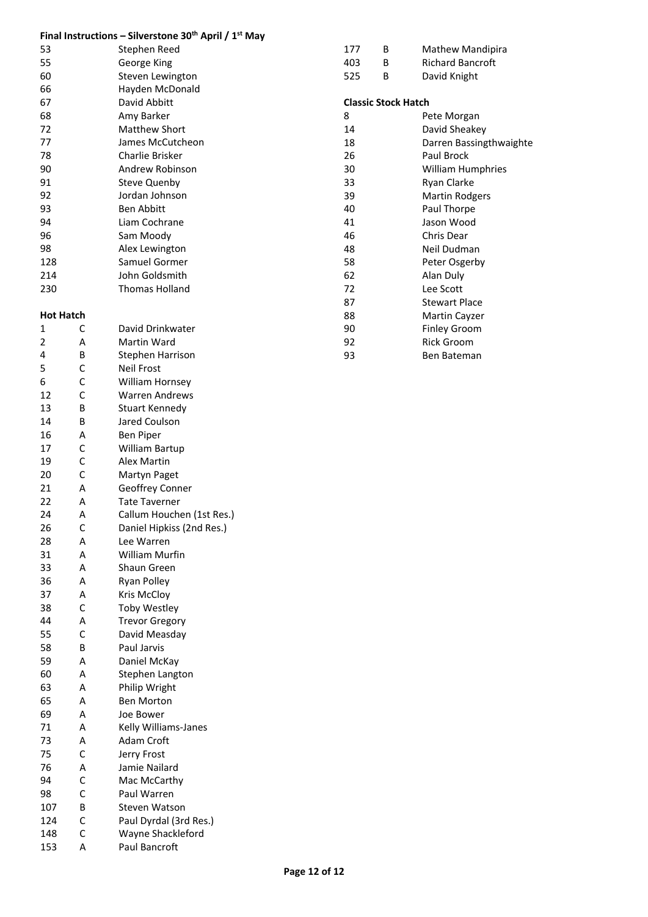**Final Instructions – Silverstone 30th April / 1st May**

| | | |
|---|---|---|
| 53 | | Stephen Reed |
| 55 | | George King |
| 60 | | Steven Lewington |
| 66 | | Hayden McDonald |
| 67 | | David Abbitt |
| 68 | | Amy Barker |
| 72 | | Matthew Short |
| 77 | | James McCutcheon |
| 78 | | Charlie Brisker |
| 90 | | Andrew Robinson |
| 91 | | Steve Quenby |
| 92 | | Jordan Johnson |
| 93 | | Ben Abbitt |
| 94 | | Liam Cochrane |
| 96 | | Sam Moody |
| 98 | | Alex Lewington |
| 128 | | Samuel Gormer |
| 214 | | John Goldsmith |
| 230 | | Thomas Holland |

**Hot Hatch**

| | | |
|---|---|---|
| 1 | C | David Drinkwater |
| 2 | A | Martin Ward |
| 4 | B | Stephen Harrison |
| 5 | C | Neil Frost |
| 6 | C | William Hornsey |
| 12 | C | Warren Andrews |
| 13 | B | Stuart Kennedy |
| 14 | B | Jared Coulson |
| 16 | A | Ben Piper |
| 17 | C | William Bartup |
| 19 | C | Alex Martin |
| 20 | C | Martyn Paget |
| 21 | A | Geoffrey Conner |
| 22 | A | Tate Taverner |
| 24 | A | Callum Houchen (1st Res.) |
| 26 | C | Daniel Hipkiss (2nd Res.) |
| 28 | A | Lee Warren |
| 31 | A | William Murfin |
| 33 | A | Shaun Green |
| 36 | A | Ryan Polley |
| 37 | A | Kris McCloy |
| 38 | C | Toby Westley |
| 44 | A | Trevor Gregory |
| 55 | C | David Measday |
| 58 | B | Paul Jarvis |
| 59 | A | Daniel McKay |
| 60 | A | Stephen Langton |
| 63 | A | Philip Wright |
| 65 | A | Ben Morton |
| 69 | A | Joe Bower |
| 71 | A | Kelly Williams-Janes |
| 73 | A | Adam Croft |
| 75 | C | Jerry Frost |
| 76 | A | Jamie Nailard |
| 94 | C | Mac McCarthy |
| 98 | C | Paul Warren |
| 107 | B | Steven Watson |
| 124 | C | Paul Dyrdal (3rd Res.) |
| 148 | C | Wayne Shackleford |
| 153 | A | Paul Bancroft |
| 177 | B | Mathew Mandipira |
| 403 | B | Richard Bancroft |
| 525 | B | David Knight |

**Classic Stock Hatch**

| | | |
|---|---|---|
| 8 | | Pete Morgan |
| 14 | | David Sheakey |
| 18 | | Darren Bassingthwaighte |
| 26 | | Paul Brock |
| 30 | | William Humphries |
| 33 | | Ryan Clarke |
| 39 | | Martin Rodgers |
| 40 | | Paul Thorpe |
| 41 | | Jason Wood |
| 46 | | Chris Dear |
| 48 | | Neil Dudman |
| 58 | | Peter Osgerby |
| 62 | | Alan Duly |
| 72 | | Lee Scott |
| 87 | | Stewart Place |
| 88 | | Martin Cayzer |
| 90 | | Finley Groom |
| 92 | | Rick Groom |
| 93 | | Ben Bateman |